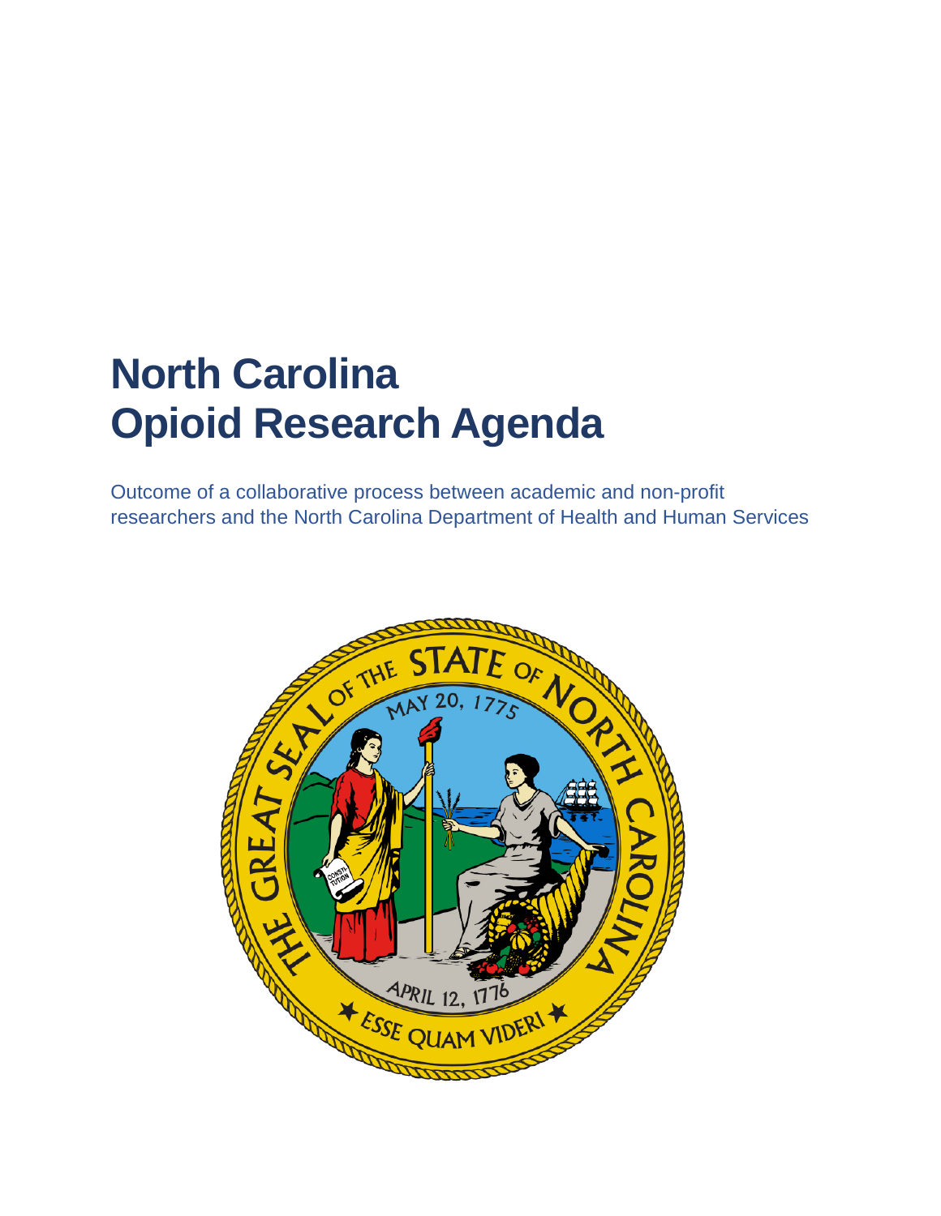# North Carolina Opioid Research Agenda

Outcome of a collaborative process between academic and non-profit researchers and the North Carolina Department of Health and Human Services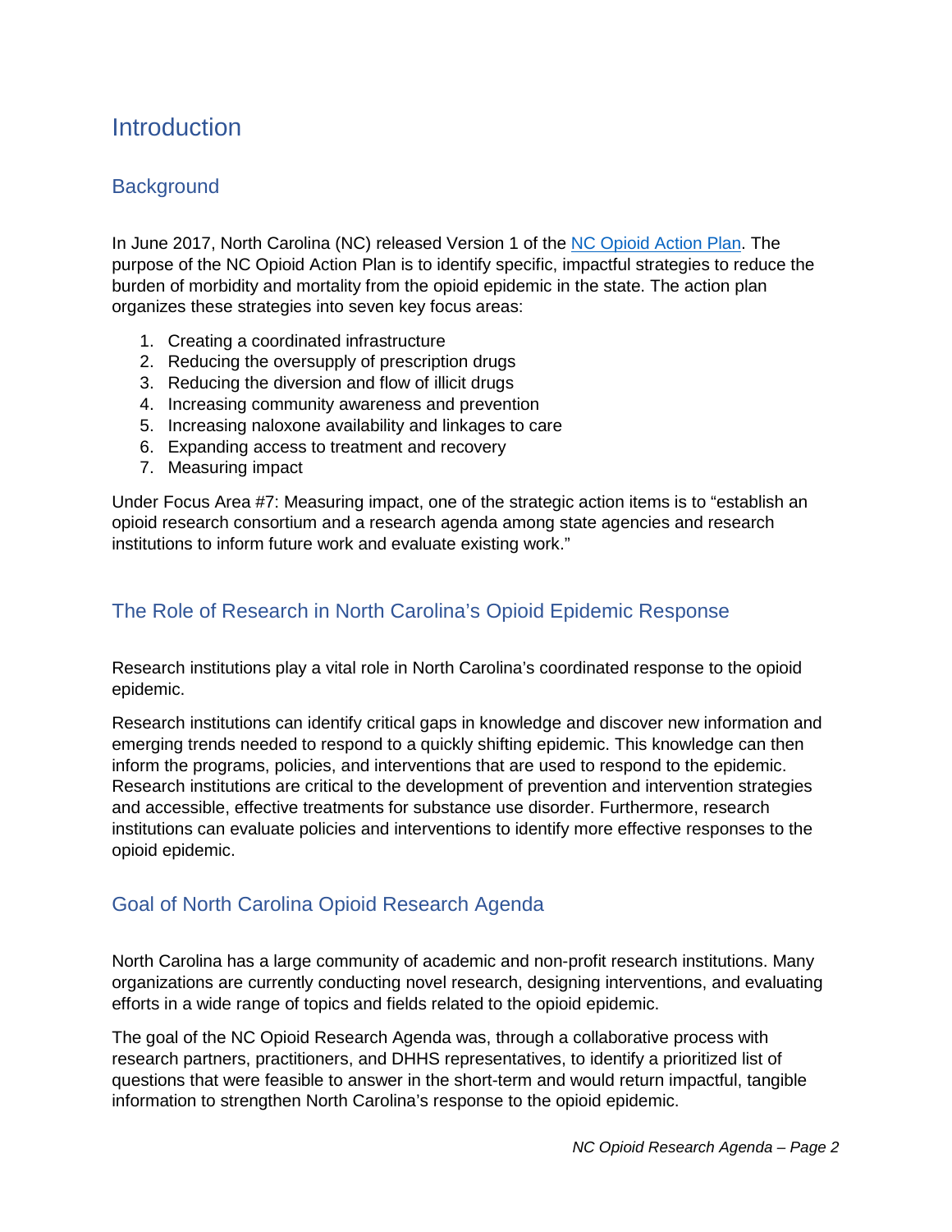# Introduction

## Background

In June 2017, North Carolina (NC) released Version 1 of the [NC Opioid Action Plan](). The purpose of the NC Opioid Action Plan is to identify specific, impactful strategies to reduce the burden of morbidity and mortality from the opioid epidemic in the state. The action plan organizes these strategies into seven key focus areas:

1. Creating a coordinated infrastructure
2. Reducing the oversupply of prescription drugs
3. Reducing the diversion and flow of illicit drugs
4. Increasing community awareness and prevention
5. Increasing naloxone availability and linkages to care
6. Expanding access to treatment and recovery
7. Measuring impact

Under Focus Area #7: Measuring impact, one of the strategic action items is to "establish an opioid research consortium and a research agenda among state agencies and research institutions to inform future work and evaluate existing work."

## The Role of Research in North Carolina's Opioid Epidemic Response

Research institutions play a vital role in North Carolina's coordinated response to the opioid epidemic.

Research institutions can identify critical gaps in knowledge and discover new information and emerging trends needed to respond to a quickly shifting epidemic. This knowledge can then inform the programs, policies, and interventions that are used to respond to the epidemic. Research institutions are critical to the development of prevention and intervention strategies and accessible, effective treatments for substance use disorder. Furthermore, research institutions can evaluate policies and interventions to identify more effective responses to the opioid epidemic.

## Goal of North Carolina Opioid Research Agenda

North Carolina has a large community of academic and non-profit research institutions. Many organizations are currently conducting novel research, designing interventions, and evaluating efforts in a wide range of topics and fields related to the opioid epidemic.

The goal of the NC Opioid Research Agenda was, through a collaborative process with research partners, practitioners, and DHHS representatives, to identify a prioritized list of questions that were feasible to answer in the short-term and would return impactful, tangible information to strengthen North Carolina's response to the opioid epidemic.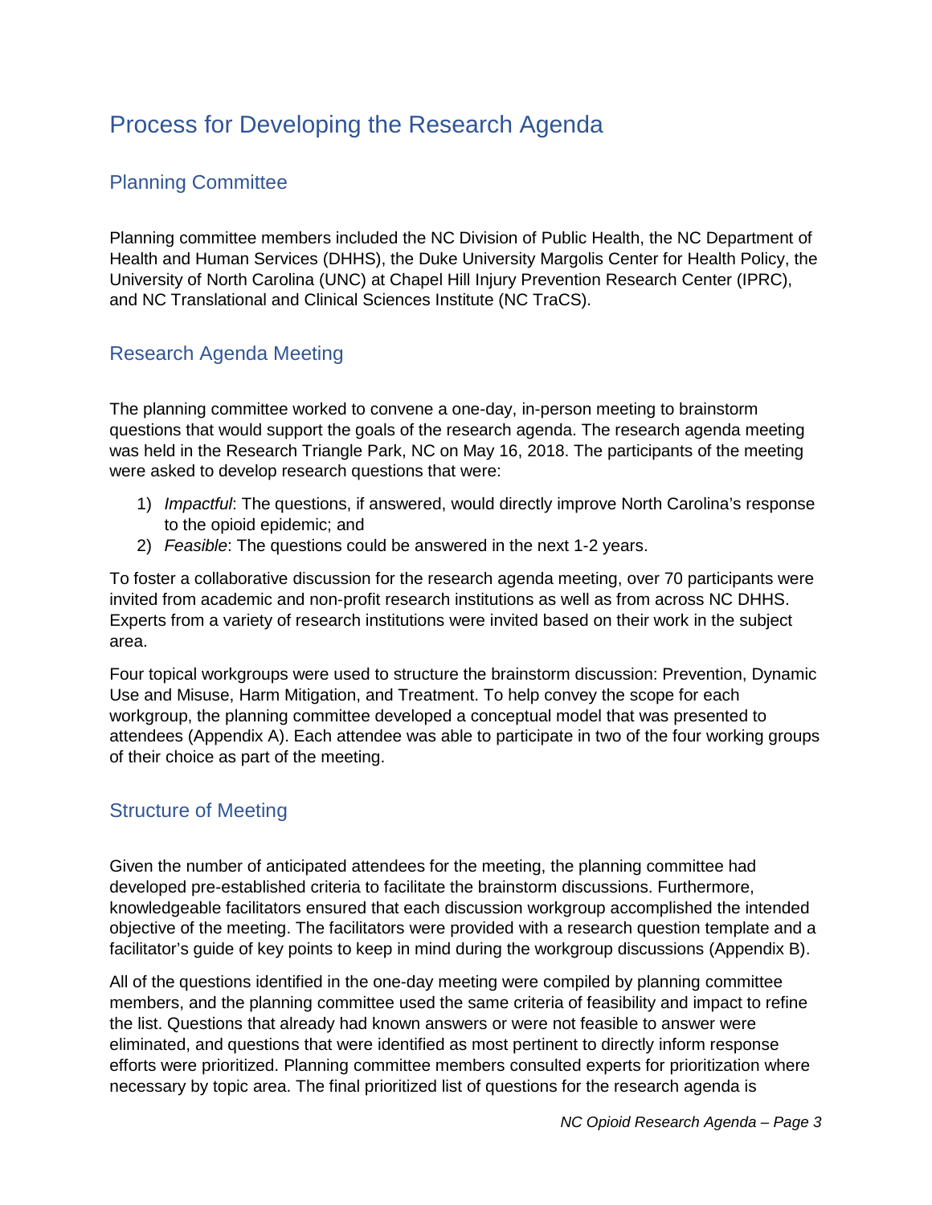# Process for Developing the Research Agenda

## Planning Committee

Planning committee members included the NC Division of Public Health, the NC Department of Health and Human Services (DHHS), the Duke University Margolis Center for Health Policy, the University of North Carolina (UNC) at Chapel Hill Injury Prevention Research Center (IPRC), and NC Translational and Clinical Sciences Institute (NC TraCS).

## Research Agenda Meeting

The planning committee worked to convene a one-day, in-person meeting to brainstorm questions that would support the goals of the research agenda. The research agenda meeting was held in the Research Triangle Park, NC on May 16, 2018. The participants of the meeting were asked to develop research questions that were:

1) *Impactful*: The questions, if answered, would directly improve North Carolina's response to the opioid epidemic; and
2) *Feasible*: The questions could be answered in the next 1-2 years.

To foster a collaborative discussion for the research agenda meeting, over 70 participants were invited from academic and non-profit research institutions as well as from across NC DHHS. Experts from a variety of research institutions were invited based on their work in the subject area.

Four topical workgroups were used to structure the brainstorm discussion: Prevention, Dynamic Use and Misuse, Harm Mitigation, and Treatment. To help convey the scope for each workgroup, the planning committee developed a conceptual model that was presented to attendees (Appendix A). Each attendee was able to participate in two of the four working groups of their choice as part of the meeting.

## Structure of Meeting

Given the number of anticipated attendees for the meeting, the planning committee had developed pre-established criteria to facilitate the brainstorm discussions. Furthermore, knowledgeable facilitators ensured that each discussion workgroup accomplished the intended objective of the meeting. The facilitators were provided with a research question template and a facilitator's guide of key points to keep in mind during the workgroup discussions (Appendix B).

All of the questions identified in the one-day meeting were compiled by planning committee members, and the planning committee used the same criteria of feasibility and impact to refine the list. Questions that already had known answers or were not feasible to answer were eliminated, and questions that were identified as most pertinent to directly inform response efforts were prioritized. Planning committee members consulted experts for prioritization where necessary by topic area. The final prioritized list of questions for the research agenda is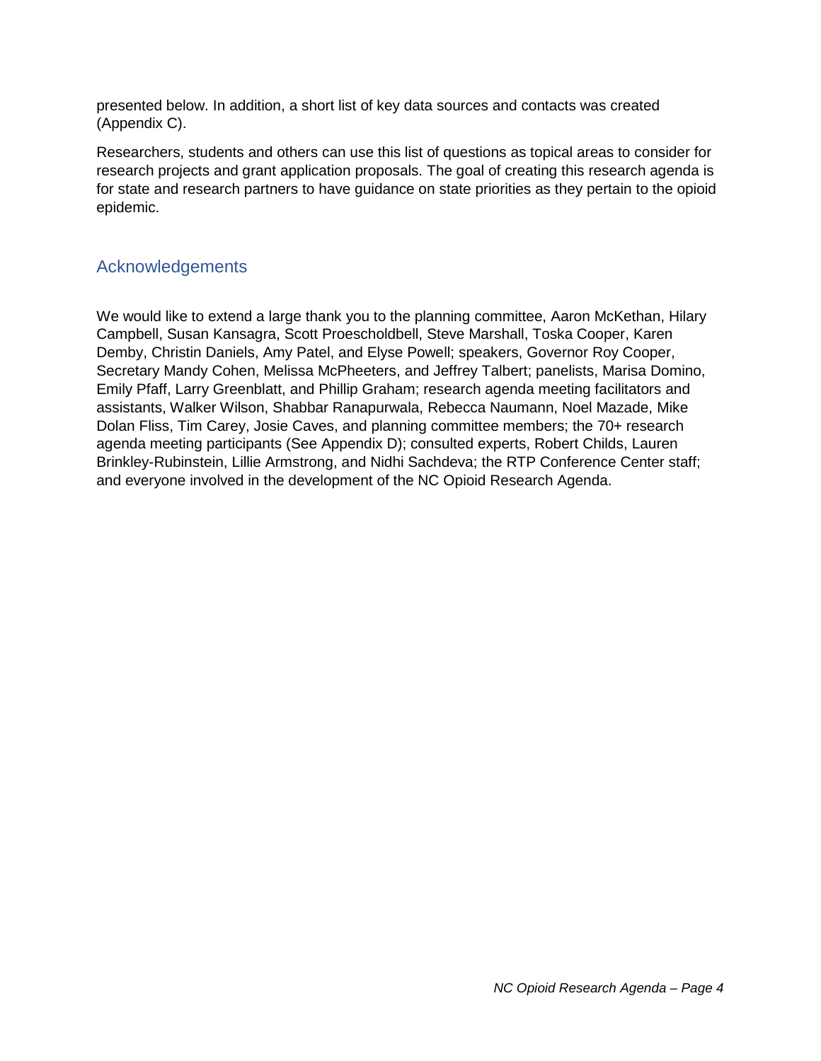presented below. In addition, a short list of key data sources and contacts was created (Appendix C).

Researchers, students and others can use this list of questions as topical areas to consider for research projects and grant application proposals. The goal of creating this research agenda is for state and research partners to have guidance on state priorities as they pertain to the opioid epidemic.

## Acknowledgements

We would like to extend a large thank you to the planning committee, Aaron McKethan, Hilary Campbell, Susan Kansagra, Scott Proescholdbell, Steve Marshall, Toska Cooper, Karen Demby, Christin Daniels, Amy Patel, and Elyse Powell; speakers, Governor Roy Cooper, Secretary Mandy Cohen, Melissa McPheeters, and Jeffrey Talbert; panelists, Marisa Domino, Emily Pfaff, Larry Greenblatt, and Phillip Graham; research agenda meeting facilitators and assistants, Walker Wilson, Shabbar Ranapurwala, Rebecca Naumann, Noel Mazade, Mike Dolan Fliss, Tim Carey, Josie Caves, and planning committee members; the 70+ research agenda meeting participants (See Appendix D); consulted experts, Robert Childs, Lauren Brinkley-Rubinstein, Lillie Armstrong, and Nidhi Sachdeva; the RTP Conference Center staff; and everyone involved in the development of the NC Opioid Research Agenda.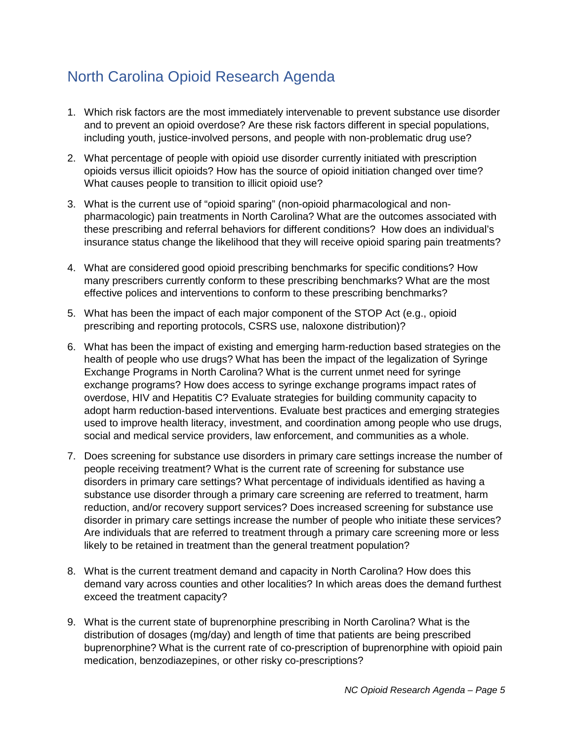## North Carolina Opioid Research Agenda

1. Which risk factors are the most immediately intervenable to prevent substance use disorder and to prevent an opioid overdose? Are these risk factors different in special populations, including youth, justice-involved persons, and people with non-problematic drug use?

2. What percentage of people with opioid use disorder currently initiated with prescription opioids versus illicit opioids? How has the source of opioid initiation changed over time? What causes people to transition to illicit opioid use?

3. What is the current use of "opioid sparing" (non-opioid pharmacological and non-pharmacologic) pain treatments in North Carolina? What are the outcomes associated with these prescribing and referral behaviors for different conditions? How does an individual's insurance status change the likelihood that they will receive opioid sparing pain treatments?

4. What are considered good opioid prescribing benchmarks for specific conditions? How many prescribers currently conform to these prescribing benchmarks? What are the most effective polices and interventions to conform to these prescribing benchmarks?

5. What has been the impact of each major component of the STOP Act (e.g., opioid prescribing and reporting protocols, CSRS use, naloxone distribution)?

6. What has been the impact of existing and emerging harm-reduction based strategies on the health of people who use drugs? What has been the impact of the legalization of Syringe Exchange Programs in North Carolina? What is the current unmet need for syringe exchange programs? How does access to syringe exchange programs impact rates of overdose, HIV and Hepatitis C? Evaluate strategies for building community capacity to adopt harm reduction-based interventions. Evaluate best practices and emerging strategies used to improve health literacy, investment, and coordination among people who use drugs, social and medical service providers, law enforcement, and communities as a whole.

7. Does screening for substance use disorders in primary care settings increase the number of people receiving treatment? What is the current rate of screening for substance use disorders in primary care settings? What percentage of individuals identified as having a substance use disorder through a primary care screening are referred to treatment, harm reduction, and/or recovery support services? Does increased screening for substance use disorder in primary care settings increase the number of people who initiate these services? Are individuals that are referred to treatment through a primary care screening more or less likely to be retained in treatment than the general treatment population?

8. What is the current treatment demand and capacity in North Carolina? How does this demand vary across counties and other localities? In which areas does the demand furthest exceed the treatment capacity?

9. What is the current state of buprenorphine prescribing in North Carolina? What is the distribution of dosages (mg/day) and length of time that patients are being prescribed buprenorphine? What is the current rate of co-prescription of buprenorphine with opioid pain medication, benzodiazepines, or other risky co-prescriptions?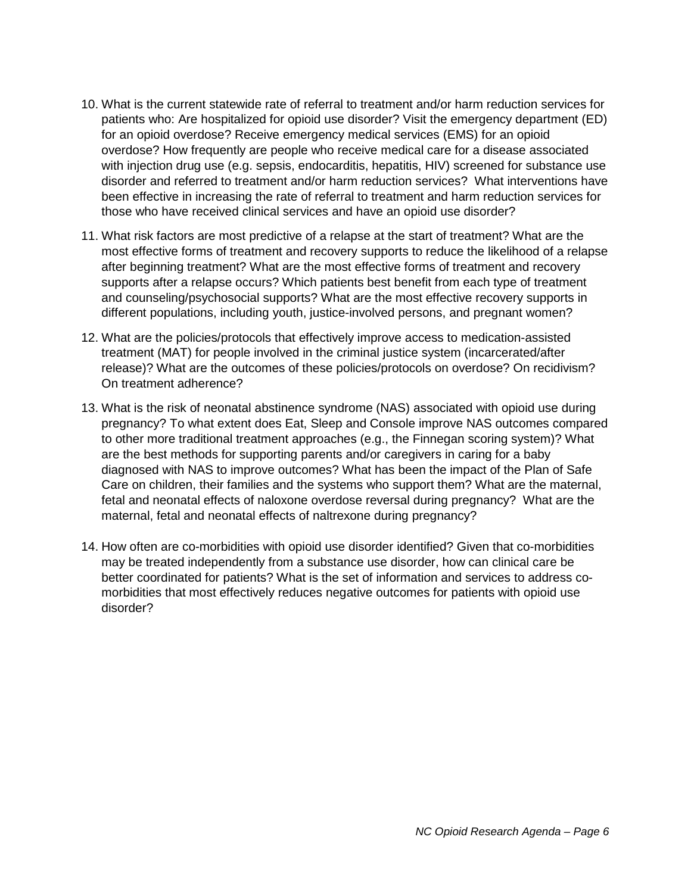10. What is the current statewide rate of referral to treatment and/or harm reduction services for patients who: Are hospitalized for opioid use disorder? Visit the emergency department (ED) for an opioid overdose? Receive emergency medical services (EMS) for an opioid overdose? How frequently are people who receive medical care for a disease associated with injection drug use (e.g. sepsis, endocarditis, hepatitis, HIV) screened for substance use disorder and referred to treatment and/or harm reduction services? What interventions have been effective in increasing the rate of referral to treatment and harm reduction services for those who have received clinical services and have an opioid use disorder?

11. What risk factors are most predictive of a relapse at the start of treatment? What are the most effective forms of treatment and recovery supports to reduce the likelihood of a relapse after beginning treatment? What are the most effective forms of treatment and recovery supports after a relapse occurs? Which patients best benefit from each type of treatment and counseling/psychosocial supports? What are the most effective recovery supports in different populations, including youth, justice-involved persons, and pregnant women?

12. What are the policies/protocols that effectively improve access to medication-assisted treatment (MAT) for people involved in the criminal justice system (incarcerated/after release)? What are the outcomes of these policies/protocols on overdose? On recidivism? On treatment adherence?

13. What is the risk of neonatal abstinence syndrome (NAS) associated with opioid use during pregnancy? To what extent does Eat, Sleep and Console improve NAS outcomes compared to other more traditional treatment approaches (e.g., the Finnegan scoring system)? What are the best methods for supporting parents and/or caregivers in caring for a baby diagnosed with NAS to improve outcomes? What has been the impact of the Plan of Safe Care on children, their families and the systems who support them? What are the maternal, fetal and neonatal effects of naloxone overdose reversal during pregnancy? What are the maternal, fetal and neonatal effects of naltrexone during pregnancy?

14. How often are co-morbidities with opioid use disorder identified? Given that co-morbidities may be treated independently from a substance use disorder, how can clinical care be better coordinated for patients? What is the set of information and services to address co-morbidities that most effectively reduces negative outcomes for patients with opioid use disorder?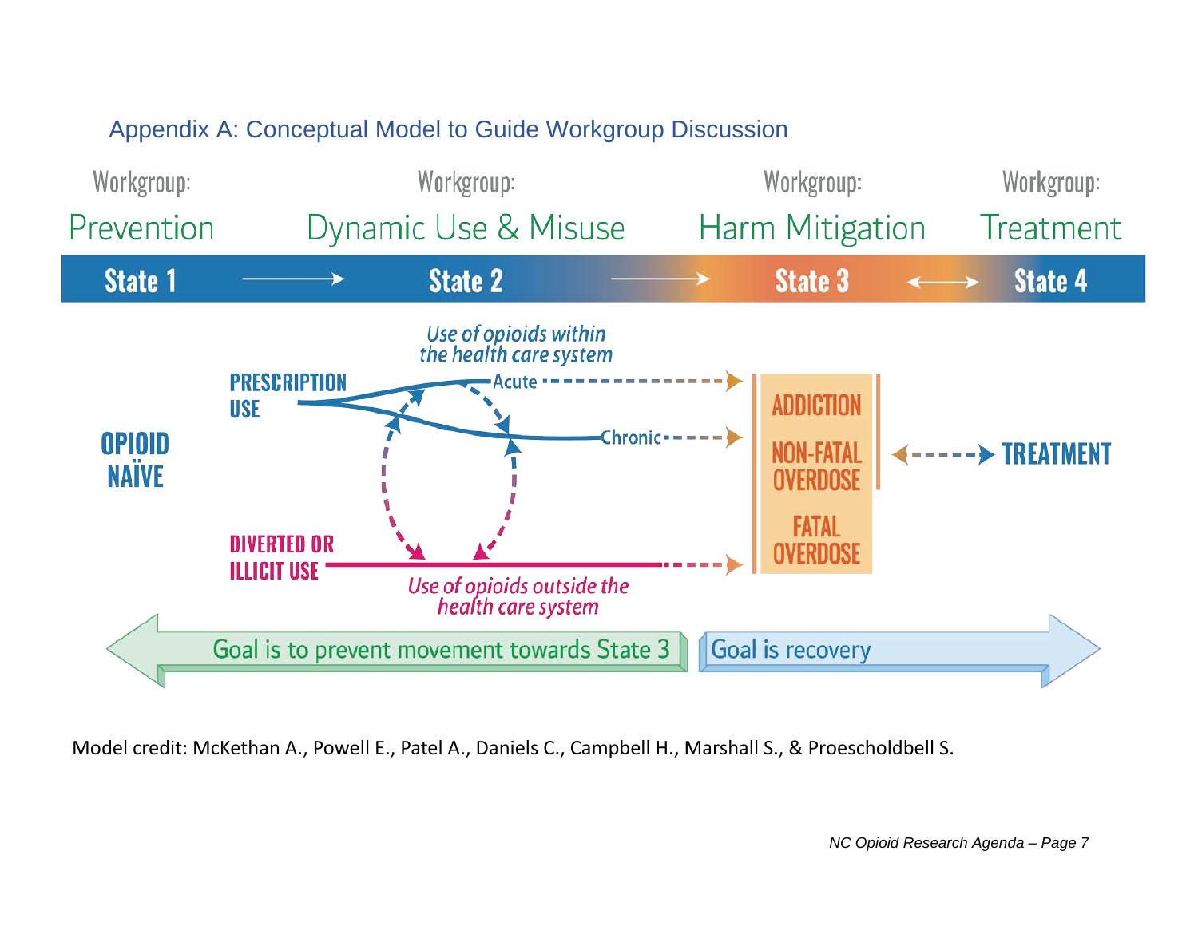## Appendix A: Conceptual Model to Guide Workgroup Discussion

Workgroup: Prevention — **State 1** → Workgroup: Dynamic Use & Misuse — **State 2** → Workgroup: Harm Mitigation — **State 3** ↔ Workgroup: Treatment — **State 4**

**OPIOID NAÏVE**

**PRESCRIPTION USE**

*Use of opioids within the health care system*

Acute

Chronic

**DIVERTED OR ILLICIT USE**

*Use of opioids outside the health care system*

**ADDICTION**

**NON-FATAL OVERDOSE**

**FATAL OVERDOSE**

**TREATMENT**

Goal is to prevent movement towards State 3

Goal is recovery

Model credit: McKethan A., Powell E., Patel A., Daniels C., Campbell H., Marshall S., & Proescholdbell S.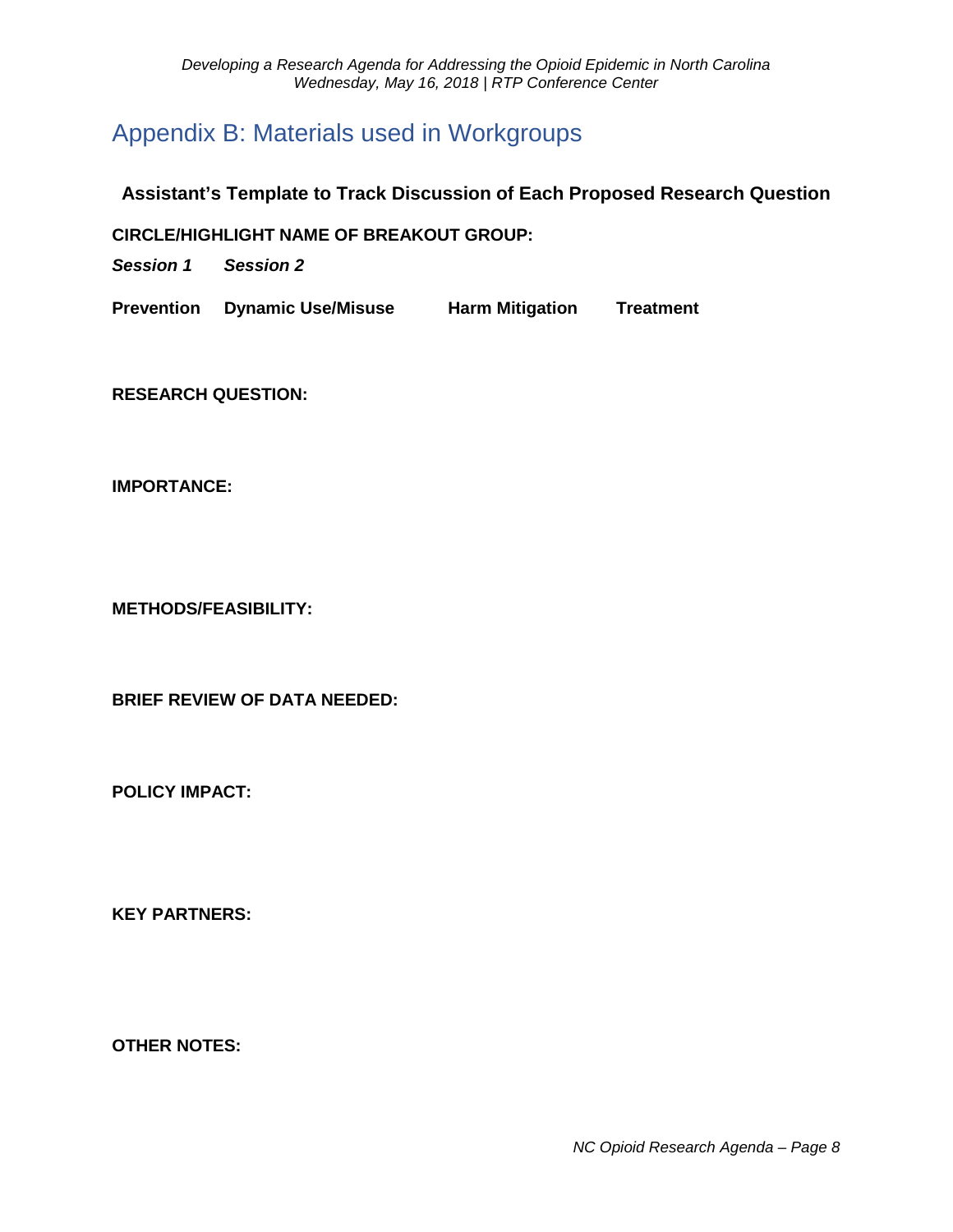# Appendix B: Materials used in Workgroups

**Assistant's Template to Track Discussion of Each Proposed Research Question**

**CIRCLE/HIGHLIGHT NAME OF BREAKOUT GROUP:**

***Session 1*** ***Session 2***

**Prevention** **Dynamic Use/Misuse** **Harm Mitigation** **Treatment**

**RESEARCH QUESTION:**

**IMPORTANCE:**

**METHODS/FEASIBILITY:**

**BRIEF REVIEW OF DATA NEEDED:**

**POLICY IMPACT:**

**KEY PARTNERS:**

**OTHER NOTES:**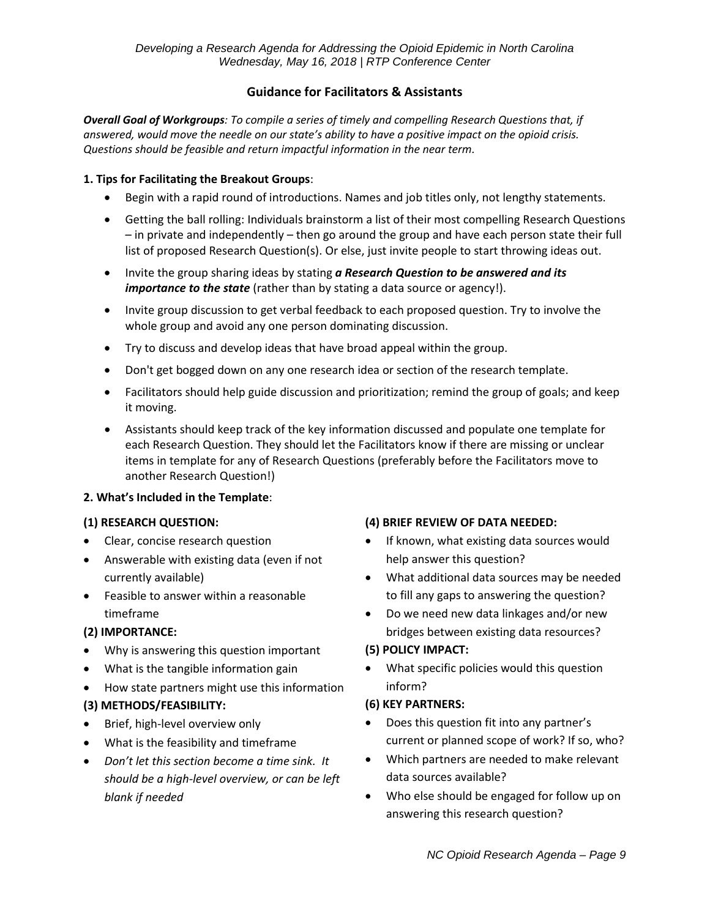## Guidance for Facilitators & Assistants

***Overall Goal of Workgroups**: To compile a series of timely and compelling Research Questions that, if answered, would move the needle on our state's ability to have a positive impact on the opioid crisis. Questions should be feasible and return impactful information in the near term.*

### 1. Tips for Facilitating the Breakout Groups:

- Begin with a rapid round of introductions. Names and job titles only, not lengthy statements.
- Getting the ball rolling: Individuals brainstorm a list of their most compelling Research Questions – in private and independently – then go around the group and have each person state their full list of proposed Research Question(s). Or else, just invite people to start throwing ideas out.
- Invite the group sharing ideas by stating ***a Research Question to be answered and its importance to the state*** (rather than by stating a data source or agency!).
- Invite group discussion to get verbal feedback to each proposed question. Try to involve the whole group and avoid any one person dominating discussion.
- Try to discuss and develop ideas that have broad appeal within the group.
- Don't get bogged down on any one research idea or section of the research template.
- Facilitators should help guide discussion and prioritization; remind the group of goals; and keep it moving.
- Assistants should keep track of the key information discussed and populate one template for each Research Question. They should let the Facilitators know if there are missing or unclear items in template for any of Research Questions (preferably before the Facilitators move to another Research Question!)

### 2. What's Included in the Template:

**(1) RESEARCH QUESTION:**

- Clear, concise research question
- Answerable with existing data (even if not currently available)
- Feasible to answer within a reasonable timeframe

**(2) IMPORTANCE:**

- Why is answering this question important
- What is the tangible information gain
- How state partners might use this information

**(3) METHODS/FEASIBILITY:**

- Brief, high-level overview only
- What is the feasibility and timeframe
- *Don't let this section become a time sink. It should be a high-level overview, or can be left blank if needed*

**(4) BRIEF REVIEW OF DATA NEEDED:**

- If known, what existing data sources would help answer this question?
- What additional data sources may be needed to fill any gaps to answering the question?
- Do we need new data linkages and/or new bridges between existing data resources?

**(5) POLICY IMPACT:**

- What specific policies would this question inform?

**(6) KEY PARTNERS:**

- Does this question fit into any partner's current or planned scope of work? If so, who?
- Which partners are needed to make relevant data sources available?
- Who else should be engaged for follow up on answering this research question?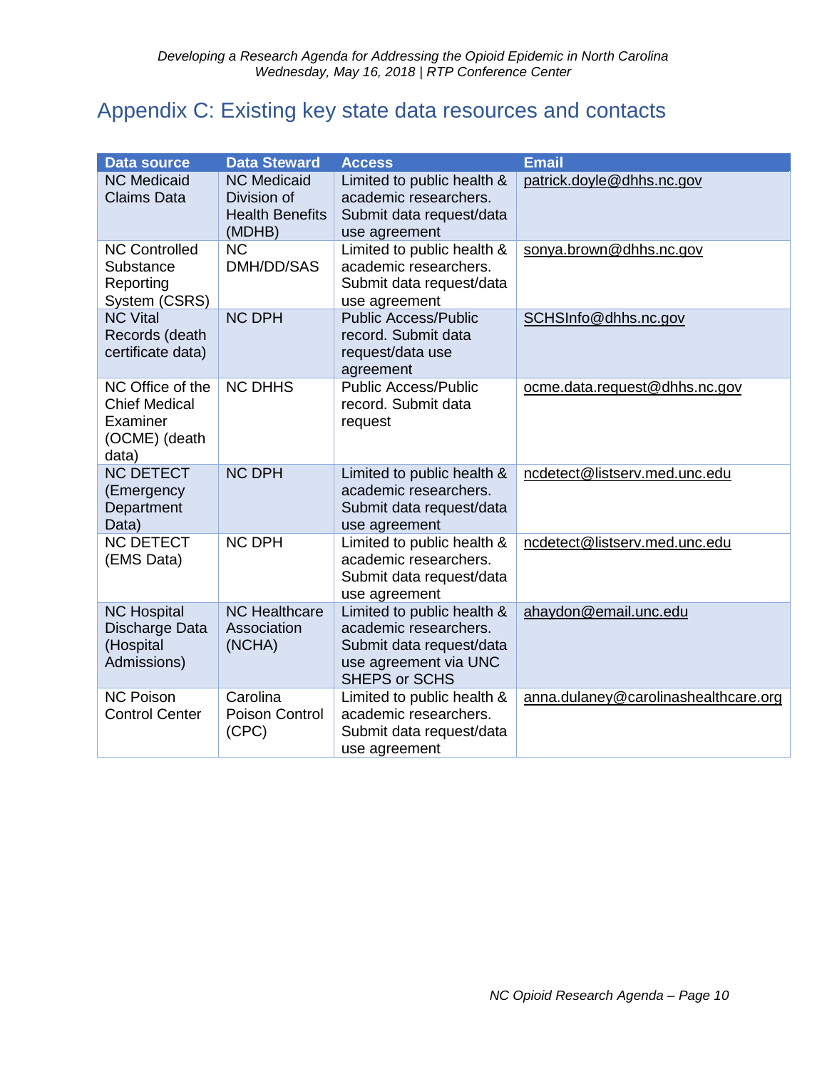# Appendix C: Existing key state data resources and contacts

| Data source | Data Steward | Access | Email |
| --- | --- | --- | --- |
| NC Medicaid Claims Data | NC Medicaid Division of Health Benefits (MDHB) | Limited to public health & academic researchers. Submit data request/data use agreement | patrick.doyle@dhhs.nc.gov |
| NC Controlled Substance Reporting System (CSRS) | NC DMH/DD/SAS | Limited to public health & academic researchers. Submit data request/data use agreement | sonya.brown@dhhs.nc.gov |
| NC Vital Records (death certificate data) | NC DPH | Public Access/Public record. Submit data request/data use agreement | SCHSInfo@dhhs.nc.gov |
| NC Office of the Chief Medical Examiner (OCME) (death data) | NC DHHS | Public Access/Public record. Submit data request | ocme.data.request@dhhs.nc.gov |
| NC DETECT (Emergency Department Data) | NC DPH | Limited to public health & academic researchers. Submit data request/data use agreement | ncdetect@listserv.med.unc.edu |
| NC DETECT (EMS Data) | NC DPH | Limited to public health & academic researchers. Submit data request/data use agreement | ncdetect@listserv.med.unc.edu |
| NC Hospital Discharge Data (Hospital Admissions) | NC Healthcare Association (NCHA) | Limited to public health & academic researchers. Submit data request/data use agreement via UNC SHEPS or SCHS | ahaydon@email.unc.edu |
| NC Poison Control Center | Carolina Poison Control (CPC) | Limited to public health & academic researchers. Submit data request/data use agreement | anna.dulaney@carolinashealthcare.org |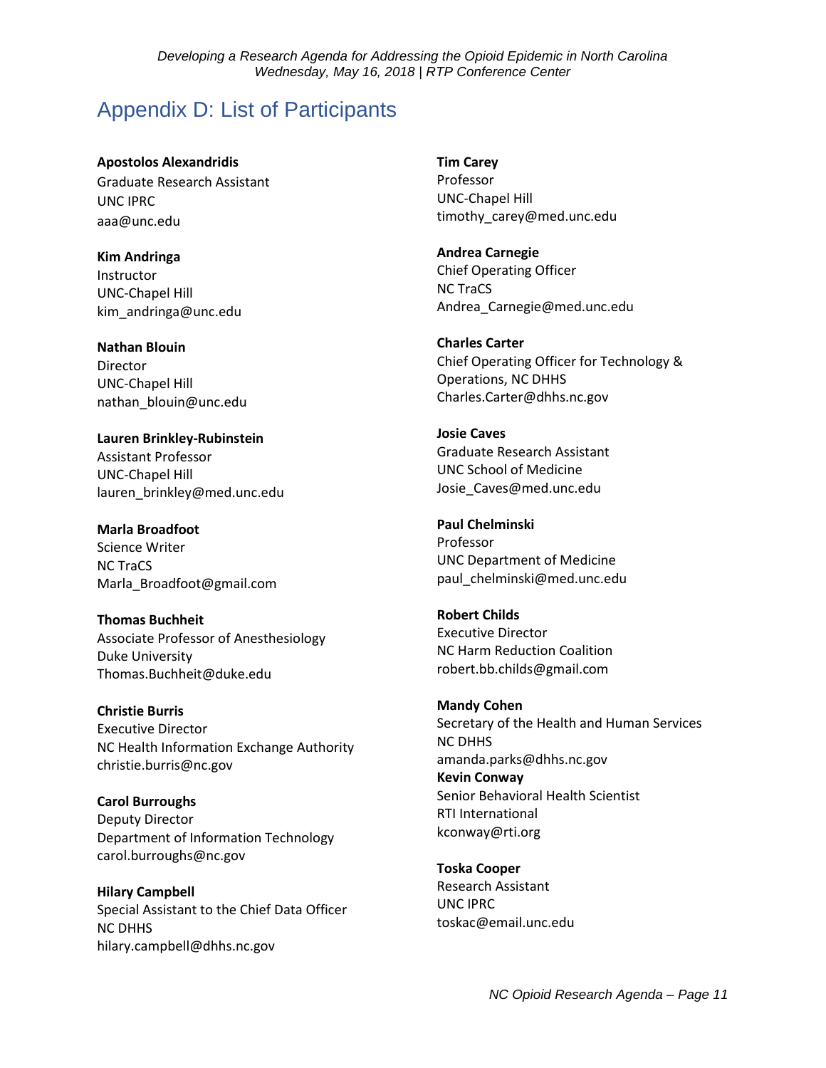# Appendix D: List of Participants

**Apostolos Alexandridis**
Graduate Research Assistant
UNC IPRC
aaa@unc.edu

**Kim Andringa**
Instructor
UNC-Chapel Hill
kim_andringa@unc.edu

**Nathan Blouin**
Director
UNC-Chapel Hill
nathan_blouin@unc.edu

**Lauren Brinkley-Rubinstein**
Assistant Professor
UNC-Chapel Hill
lauren_brinkley@med.unc.edu

**Marla Broadfoot**
Science Writer
NC TraCS
Marla_Broadfoot@gmail.com

**Thomas Buchheit**
Associate Professor of Anesthesiology
Duke University
Thomas.Buchheit@duke.edu

**Christie Burris**
Executive Director
NC Health Information Exchange Authority
christie.burris@nc.gov

**Carol Burroughs**
Deputy Director
Department of Information Technology
carol.burroughs@nc.gov

**Hilary Campbell**
Special Assistant to the Chief Data Officer
NC DHHS
hilary.campbell@dhhs.nc.gov

**Tim Carey**
Professor
UNC-Chapel Hill
timothy_carey@med.unc.edu

**Andrea Carnegie**
Chief Operating Officer
NC TraCS
Andrea_Carnegie@med.unc.edu

**Charles Carter**
Chief Operating Officer for Technology & Operations, NC DHHS
Charles.Carter@dhhs.nc.gov

**Josie Caves**
Graduate Research Assistant
UNC School of Medicine
Josie_Caves@med.unc.edu

**Paul Chelminski**
Professor
UNC Department of Medicine
paul_chelminski@med.unc.edu

**Robert Childs**
Executive Director
NC Harm Reduction Coalition
robert.bb.childs@gmail.com

**Mandy Cohen**
Secretary of the Health and Human Services
NC DHHS
amanda.parks@dhhs.nc.gov

**Kevin Conway**
Senior Behavioral Health Scientist
RTI International
kconway@rti.org

**Toska Cooper**
Research Assistant
UNC IPRC
toskac@email.unc.edu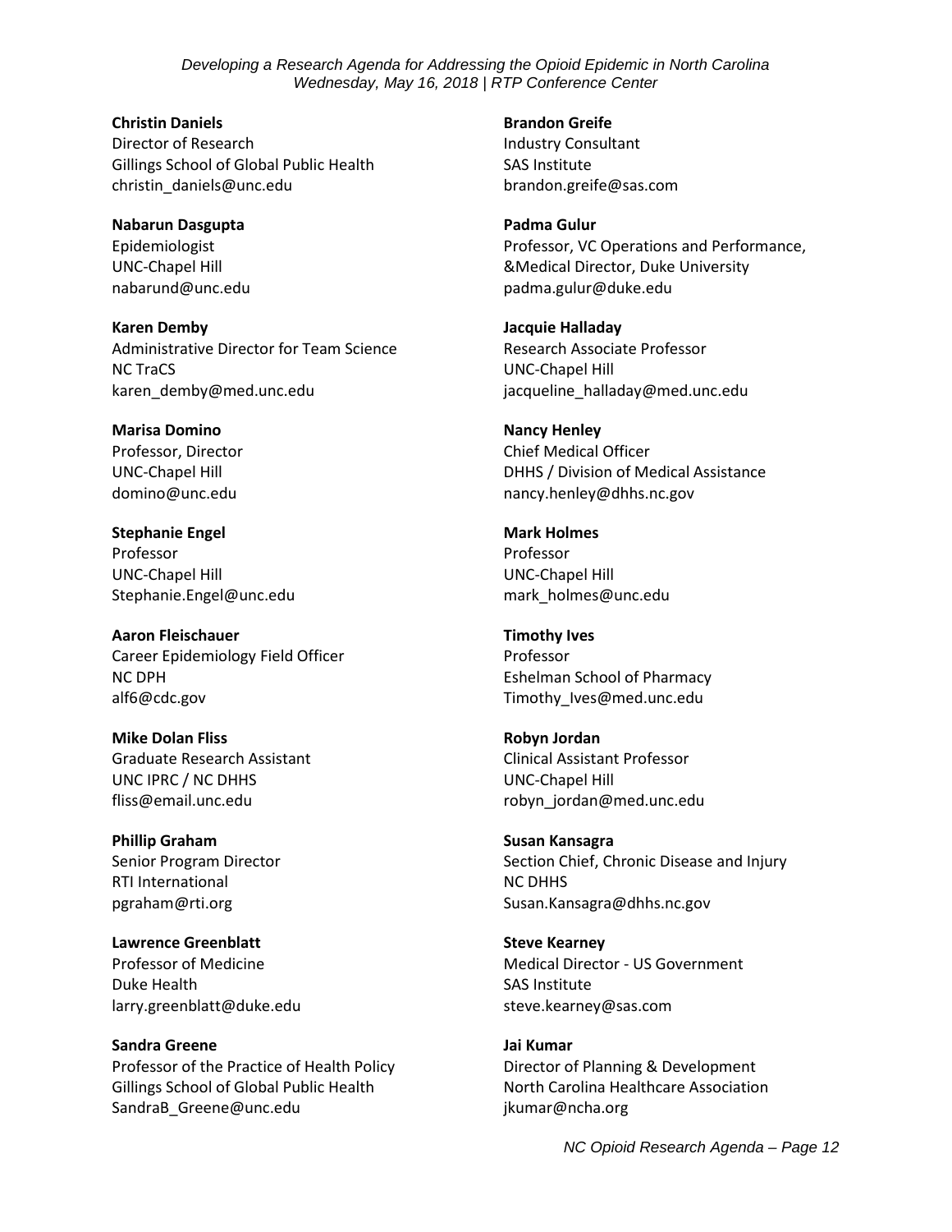**Christin Daniels**
Director of Research
Gillings School of Global Public Health
christin_daniels@unc.edu

**Nabarun Dasgupta**
Epidemiologist
UNC-Chapel Hill
nabarund@unc.edu

**Karen Demby**
Administrative Director for Team Science
NC TraCS
karen_demby@med.unc.edu

**Marisa Domino**
Professor, Director
UNC-Chapel Hill
domino@unc.edu

**Stephanie Engel**
Professor
UNC-Chapel Hill
Stephanie.Engel@unc.edu

**Aaron Fleischauer**
Career Epidemiology Field Officer
NC DPH
alf6@cdc.gov

**Mike Dolan Fliss**
Graduate Research Assistant
UNC IPRC / NC DHHS
fliss@email.unc.edu

**Phillip Graham**
Senior Program Director
RTI International
pgraham@rti.org

**Lawrence Greenblatt**
Professor of Medicine
Duke Health
larry.greenblatt@duke.edu

**Sandra Greene**
Professor of the Practice of Health Policy
Gillings School of Global Public Health
SandraB_Greene@unc.edu

**Brandon Greife**
Industry Consultant
SAS Institute
brandon.greife@sas.com

**Padma Gulur**
Professor, VC Operations and Performance, &Medical Director, Duke University
padma.gulur@duke.edu

**Jacquie Halladay**
Research Associate Professor
UNC-Chapel Hill
jacqueline_halladay@med.unc.edu

**Nancy Henley**
Chief Medical Officer
DHHS / Division of Medical Assistance
nancy.henley@dhhs.nc.gov

**Mark Holmes**
Professor
UNC-Chapel Hill
mark_holmes@unc.edu

**Timothy Ives**
Professor
Eshelman School of Pharmacy
Timothy_Ives@med.unc.edu

**Robyn Jordan**
Clinical Assistant Professor
UNC-Chapel Hill
robyn_jordan@med.unc.edu

**Susan Kansagra**
Section Chief, Chronic Disease and Injury
NC DHHS
Susan.Kansagra@dhhs.nc.gov

**Steve Kearney**
Medical Director - US Government
SAS Institute
steve.kearney@sas.com

**Jai Kumar**
Director of Planning & Development
North Carolina Healthcare Association
jkumar@ncha.org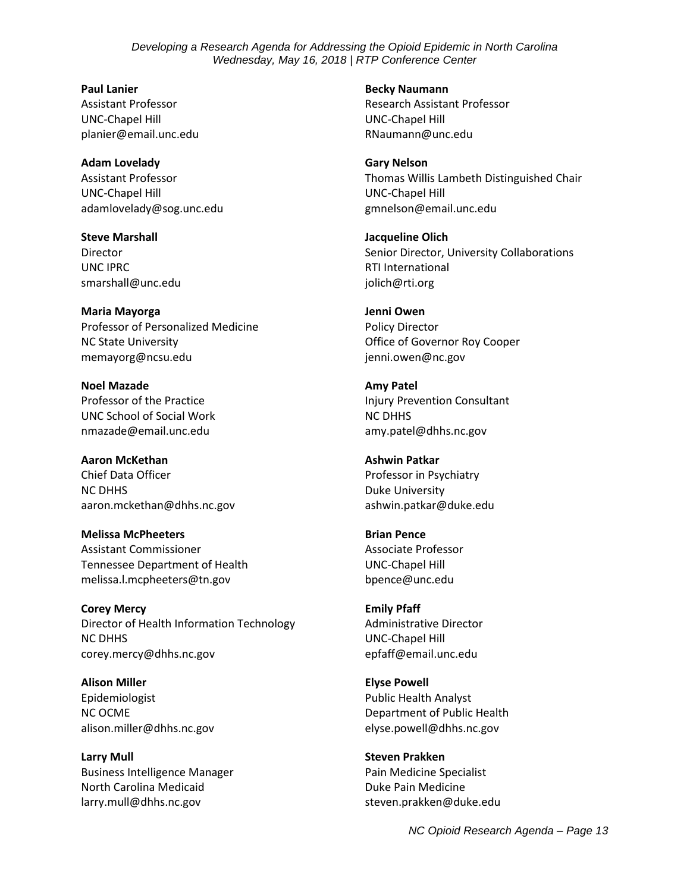**Paul Lanier**
Assistant Professor
UNC-Chapel Hill
planier@email.unc.edu

**Adam Lovelady**
Assistant Professor
UNC-Chapel Hill
adamlovelady@sog.unc.edu

**Steve Marshall**
Director
UNC IPRC
smarshall@unc.edu

**Maria Mayorga**
Professor of Personalized Medicine
NC State University
memayorg@ncsu.edu

**Noel Mazade**
Professor of the Practice
UNC School of Social Work
nmazade@email.unc.edu

**Aaron McKethan**
Chief Data Officer
NC DHHS
aaron.mckethan@dhhs.nc.gov

**Melissa McPheeters**
Assistant Commissioner
Tennessee Department of Health
melissa.l.mcpheeters@tn.gov

**Corey Mercy**
Director of Health Information Technology
NC DHHS
corey.mercy@dhhs.nc.gov

**Alison Miller**
Epidemiologist
NC OCME
alison.miller@dhhs.nc.gov

**Larry Mull**
Business Intelligence Manager
North Carolina Medicaid
larry.mull@dhhs.nc.gov

**Becky Naumann**
Research Assistant Professor
UNC-Chapel Hill
RNaumann@unc.edu

**Gary Nelson**
Thomas Willis Lambeth Distinguished Chair
UNC-Chapel Hill
gmnelson@email.unc.edu

**Jacqueline Olich**
Senior Director, University Collaborations
RTI International
jolich@rti.org

**Jenni Owen**
Policy Director
Office of Governor Roy Cooper
jenni.owen@nc.gov

**Amy Patel**
Injury Prevention Consultant
NC DHHS
amy.patel@dhhs.nc.gov

**Ashwin Patkar**
Professor in Psychiatry
Duke University
ashwin.patkar@duke.edu

**Brian Pence**
Associate Professor
UNC-Chapel Hill
bpence@unc.edu

**Emily Pfaff**
Administrative Director
UNC-Chapel Hill
epfaff@email.unc.edu

**Elyse Powell**
Public Health Analyst
Department of Public Health
elyse.powell@dhhs.nc.gov

**Steven Prakken**
Pain Medicine Specialist
Duke Pain Medicine
steven.prakken@duke.edu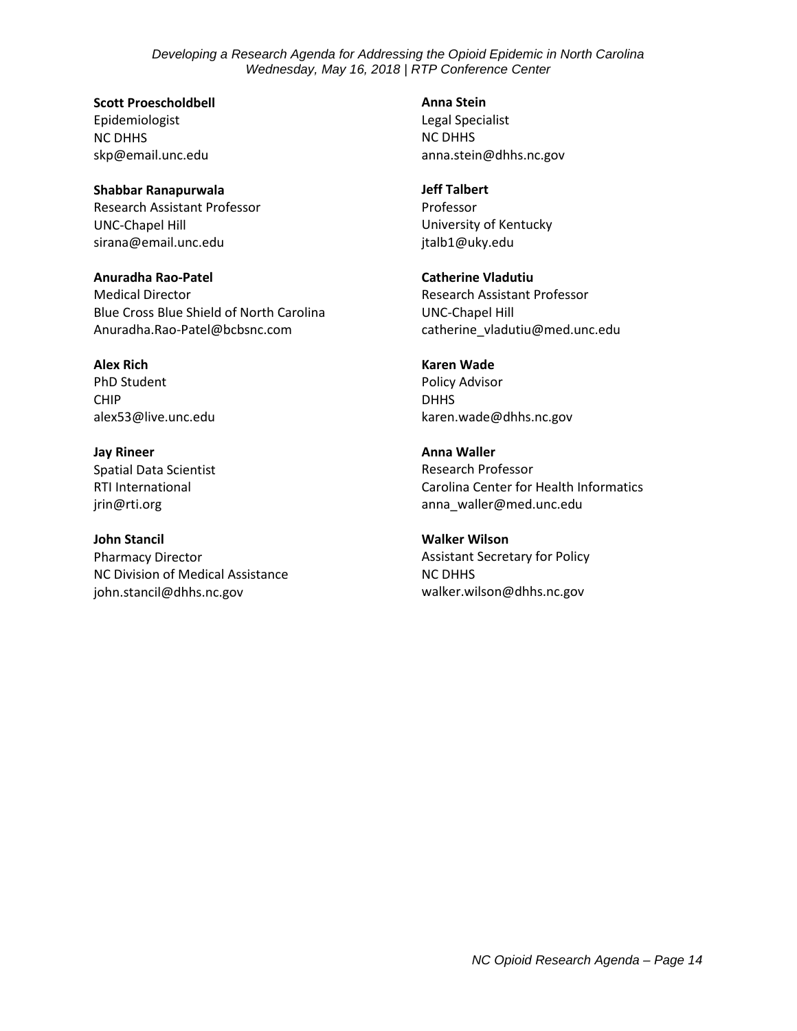**Scott Proescholdbell**
Epidemiologist
NC DHHS
skp@email.unc.edu

**Shabbar Ranapurwala**
Research Assistant Professor
UNC-Chapel Hill
sirana@email.unc.edu

**Anuradha Rao-Patel**
Medical Director
Blue Cross Blue Shield of North Carolina
Anuradha.Rao-Patel@bcbsnc.com

**Alex Rich**
PhD Student
CHIP
alex53@live.unc.edu

**Jay Rineer**
Spatial Data Scientist
RTI International
jrin@rti.org

**John Stancil**
Pharmacy Director
NC Division of Medical Assistance
john.stancil@dhhs.nc.gov

**Anna Stein**
Legal Specialist
NC DHHS
anna.stein@dhhs.nc.gov

**Jeff Talbert**
Professor
University of Kentucky
jtalb1@uky.edu

**Catherine Vladutiu**
Research Assistant Professor
UNC-Chapel Hill
catherine_vladutiu@med.unc.edu

**Karen Wade**
Policy Advisor
DHHS
karen.wade@dhhs.nc.gov

**Anna Waller**
Research Professor
Carolina Center for Health Informatics
anna_waller@med.unc.edu

**Walker Wilson**
Assistant Secretary for Policy
NC DHHS
walker.wilson@dhhs.nc.gov